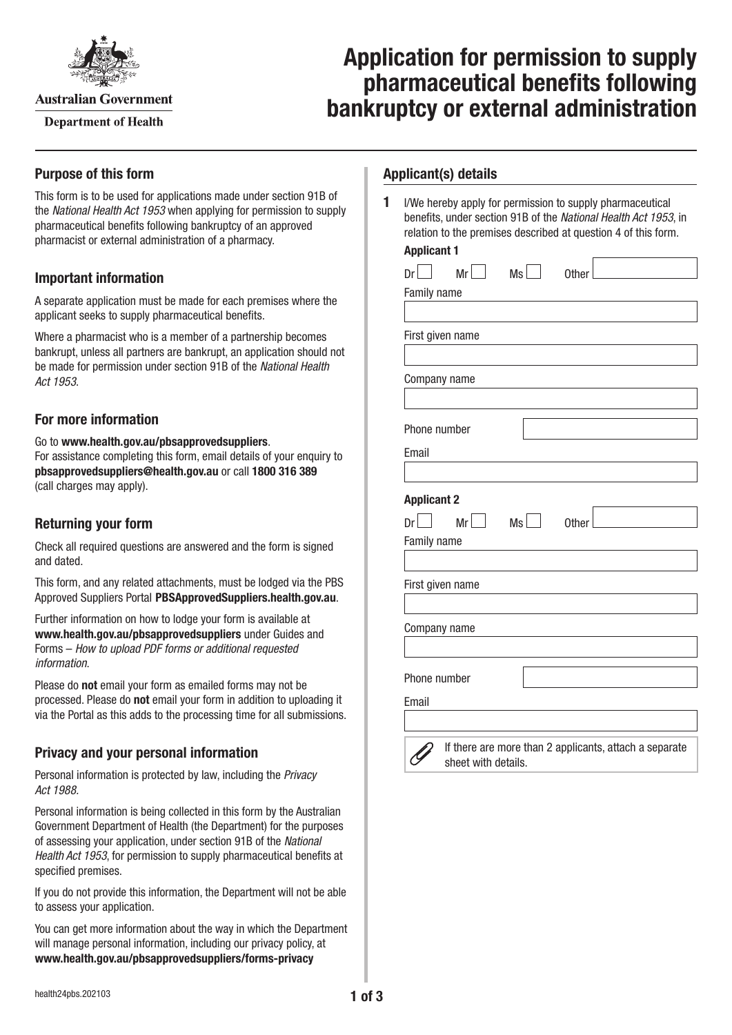Australian Government

Department of Health

# Application for permission to supply pharmaceutical benefits following bankruptcy or external administration

## Purpose of this form

This form is to be used for applications made under section 91B of the *National Health Act 1953* when applying for permission to supply pharmaceutical benefits following bankruptcy of an approved pharmacist or external administration of a pharmacy.

## Important information

A separate application must be made for each premises where the applicant seeks to supply pharmaceutical benefits.

Where a pharmacist who is a member of a partnership becomes bankrupt, unless all partners are bankrupt, an application should not be made for permission under section 91B of the *National Health Act 1953*.

## For more information

Go to **www.health.gov.au/pbsapprovedsuppliers**.
For assistance completing this form, email details of your enquiry to **pbsapprovedsuppliers@health.gov.au** or call **1800 316 389** (call charges may apply).

## Returning your form

Check all required questions are answered and the form is signed and dated.

This form, and any related attachments, must be lodged via the PBS Approved Suppliers Portal **PBSApprovedSuppliers.health.gov.au**.

Further information on how to lodge your form is available at **www.health.gov.au/pbsapprovedsuppliers** under Guides and Forms – *How to upload PDF forms or additional requested information*.

Please do **not** email your form as emailed forms may not be processed. Please do **not** email your form in addition to uploading it via the Portal as this adds to the processing time for all submissions.

## Privacy and your personal information

Personal information is protected by law, including the *Privacy Act 1988*.

Personal information is being collected in this form by the Australian Government Department of Health (the Department) for the purposes of assessing your application, under section 91B of the *National Health Act 1953*, for permission to supply pharmaceutical benefits at specified premises.

If you do not provide this information, the Department will not be able to assess your application.

You can get more information about the way in which the Department will manage personal information, including our privacy policy, at **www.health.gov.au/pbsapprovedsuppliers/forms-privacy**

## Applicant(s) details

**1** I/We hereby apply for permission to supply pharmaceutical benefits, under section 91B of the *National Health Act 1953*, in relation to the premises described at question 4 of this form.

**Applicant 1**

Dr ☐ Mr ☐ Ms ☐ Other ____________

Family name ____________

First given name ____________

Company name ____________

Phone number ____________

Email ____________

**Applicant 2**

Dr ☐ Mr ☐ Ms ☐ Other ____________

Family name ____________

First given name ____________

Company name ____________

Phone number ____________

Email ____________

If there are more than 2 applicants, attach a separate sheet with details.

health24pbs.202103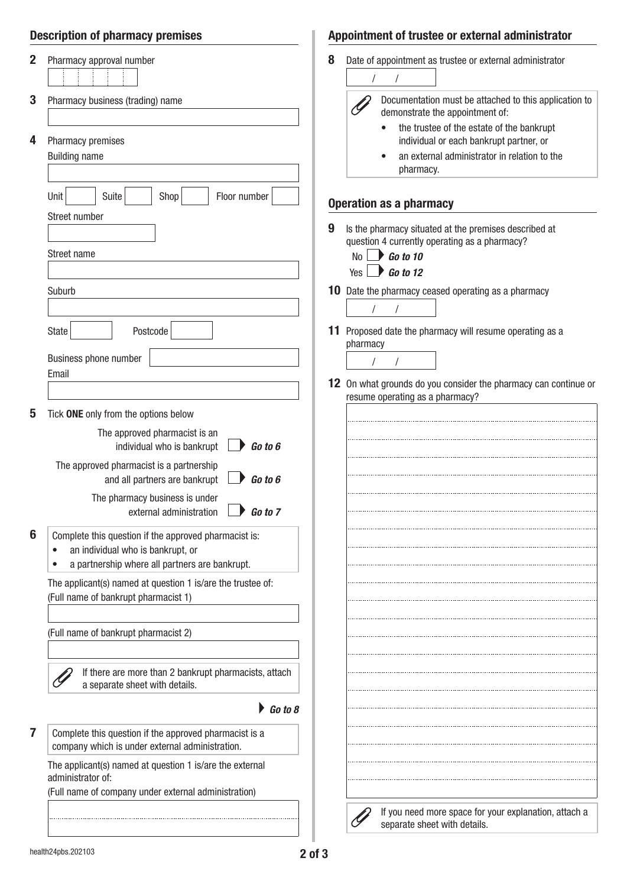## Description of pharmacy premises

**2** Pharmacy approval number

**3** Pharmacy business (trading) name

**4** Pharmacy premises

Building name

Unit | Suite | Shop | Floor number

Street number

Street name

Suburb

State | Postcode

Business phone number

Email

**5** Tick **ONE** only from the options below

- The approved pharmacist is an individual who is bankrupt ☐ ***Go to 6***
- The approved pharmacist is a partnership and all partners are bankrupt ☐ ***Go to 6***
- The pharmacy business is under external administration ☐ ***Go to 7***

**6** Complete this question if the approved pharmacist is:

- an individual who is bankrupt, or
- a partnership where all partners are bankrupt.

The applicant(s) named at question 1 is/are the trustee of:
(Full name of bankrupt pharmacist 1)

(Full name of bankrupt pharmacist 2)

If there are more than 2 bankrupt pharmacists, attach a separate sheet with details.

***Go to 8***

**7** Complete this question if the approved pharmacist is a company which is under external administration.

The applicant(s) named at question 1 is/are the external administrator of:
(Full name of company under external administration)

## Appointment of trustee or external administrator

**8** Date of appointment as trustee or external administrator

/ /

Documentation must be attached to this application to demonstrate the appointment of:

- the trustee of the estate of the bankrupt individual or each bankrupt partner, or
- an external administrator in relation to the pharmacy.

## Operation as a pharmacy

**9** Is the pharmacy situated at the premises described at question 4 currently operating as a pharmacy?

No ☐ ***Go to 10***
Yes ☐ ***Go to 12***

**10** Date the pharmacy ceased operating as a pharmacy

/ /

**11** Proposed date the pharmacy will resume operating as a pharmacy

/ /

**12** On what grounds do you consider the pharmacy can continue or resume operating as a pharmacy?

If you need more space for your explanation, attach a separate sheet with details.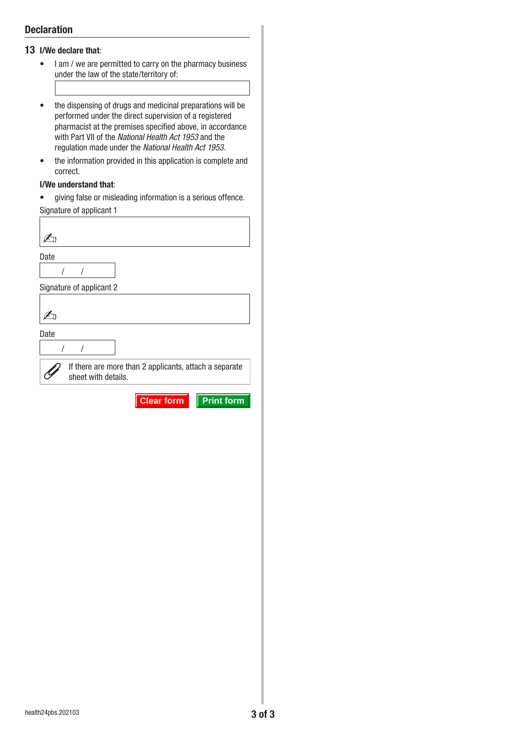## Declaration

**13 I/We declare that**:

- I am / we are permitted to carry on the pharmacy business under the law of the state/territory of:

  ______________________

- the dispensing of drugs and medicinal preparations will be performed under the direct supervision of a registered pharmacist at the premises specified above, in accordance with Part VII of the *National Health Act 1953* and the regulation made under the *National Health Act 1953*.
- the information provided in this application is complete and correct.

**I/We understand that**:

- giving false or misleading information is a serious offence.

Signature of applicant 1

______________________

Date

/ /

Signature of applicant 2

______________________

Date

/ /

If there are more than 2 applicants, attach a separate sheet with details.

Clear form | Print form

health24pbs.202103